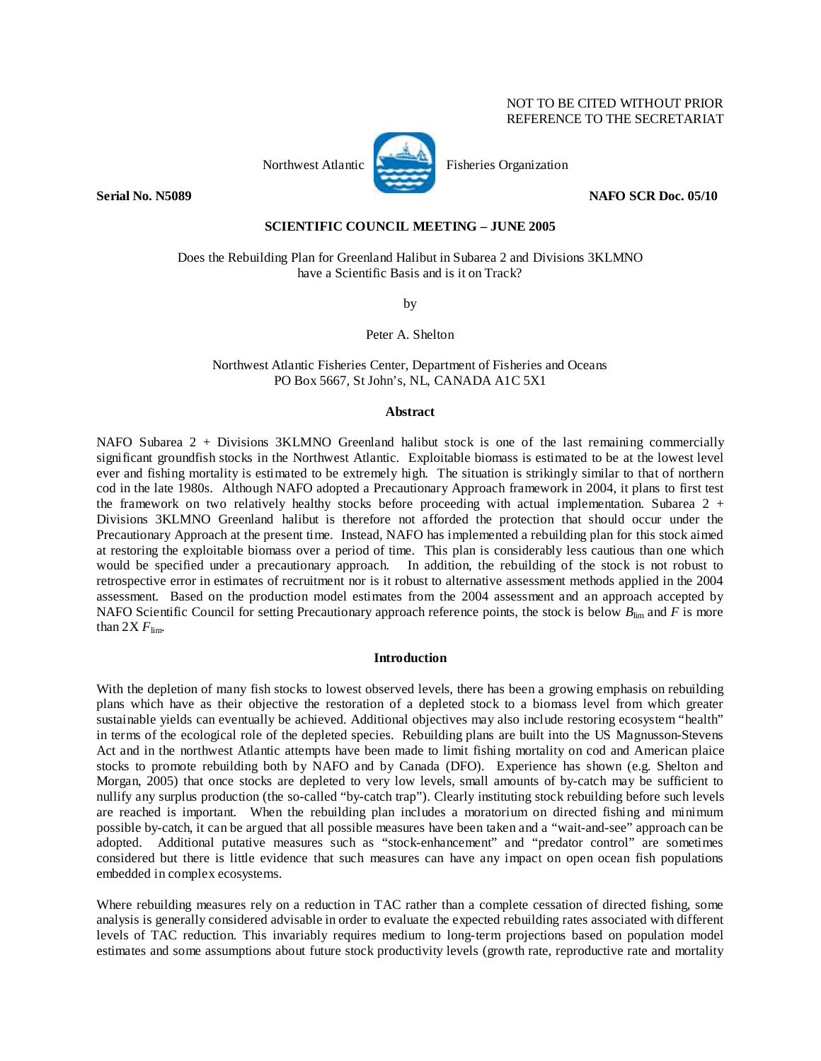NOT TO BE CITED WITHOUT PRIOR
REFERENCE TO THE SECRETARIAT

Northwest Atlantic Fisheries Organization

**Serial No. N5089** **NAFO SCR Doc. 05/10**

**SCIENTIFIC COUNCIL MEETING – JUNE 2005**

Does the Rebuilding Plan for Greenland Halibut in Subarea 2 and Divisions 3KLMNO have a Scientific Basis and is it on Track?

by

Peter A. Shelton

Northwest Atlantic Fisheries Center, Department of Fisheries and Oceans
PO Box 5667, St John's, NL, CANADA A1C 5X1

## Abstract

NAFO Subarea 2 + Divisions 3KLMNO Greenland halibut stock is one of the last remaining commercially significant groundfish stocks in the Northwest Atlantic. Exploitable biomass is estimated to be at the lowest level ever and fishing mortality is estimated to be extremely high. The situation is strikingly similar to that of northern cod in the late 1980s. Although NAFO adopted a Precautionary Approach framework in 2004, it plans to first test the framework on two relatively healthy stocks before proceeding with actual implementation. Subarea 2 + Divisions 3KLMNO Greenland halibut is therefore not afforded the protection that should occur under the Precautionary Approach at the present time. Instead, NAFO has implemented a rebuilding plan for this stock aimed at restoring the exploitable biomass over a period of time. This plan is considerably less cautious than one which would be specified under a precautionary approach. In addition, the rebuilding of the stock is not robust to retrospective error in estimates of recruitment nor is it robust to alternative assessment methods applied in the 2004 assessment. Based on the production model estimates from the 2004 assessment and an approach accepted by NAFO Scientific Council for setting Precautionary approach reference points, the stock is below $B_{\text{lim}}$ and $F$ is more than 2X $F_{\text{lim}}$.

## Introduction

With the depletion of many fish stocks to lowest observed levels, there has been a growing emphasis on rebuilding plans which have as their objective the restoration of a depleted stock to a biomass level from which greater sustainable yields can eventually be achieved. Additional objectives may also include restoring ecosystem "health" in terms of the ecological role of the depleted species. Rebuilding plans are built into the US Magnusson-Stevens Act and in the northwest Atlantic attempts have been made to limit fishing mortality on cod and American plaice stocks to promote rebuilding both by NAFO and by Canada (DFO). Experience has shown (e.g. Shelton and Morgan, 2005) that once stocks are depleted to very low levels, small amounts of by-catch may be sufficient to nullify any surplus production (the so-called "by-catch trap"). Clearly instituting stock rebuilding before such levels are reached is important. When the rebuilding plan includes a moratorium on directed fishing and minimum possible by-catch, it can be argued that all possible measures have been taken and a "wait-and-see" approach can be adopted. Additional putative measures such as "stock-enhancement" and "predator control" are sometimes considered but there is little evidence that such measures can have any impact on open ocean fish populations embedded in complex ecosystems.

Where rebuilding measures rely on a reduction in TAC rather than a complete cessation of directed fishing, some analysis is generally considered advisable in order to evaluate the expected rebuilding rates associated with different levels of TAC reduction. This invariably requires medium to long-term projections based on population model estimates and some assumptions about future stock productivity levels (growth rate, reproductive rate and mortality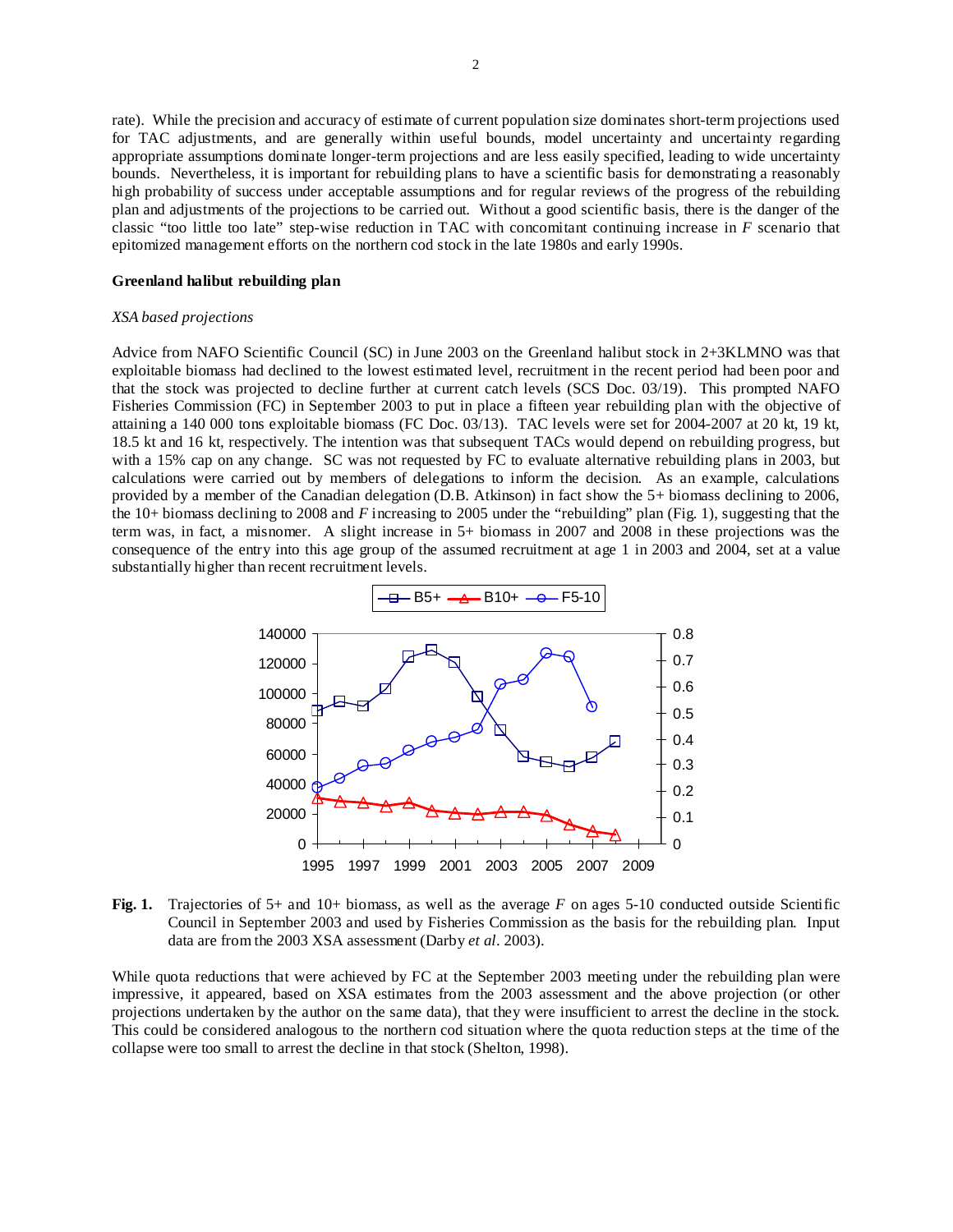rate). While the precision and accuracy of estimate of current population size dominates short-term projections used for TAC adjustments, and are generally within useful bounds, model uncertainty and uncertainty regarding appropriate assumptions dominate longer-term projections and are less easily specified, leading to wide uncertainty bounds. Nevertheless, it is important for rebuilding plans to have a scientific basis for demonstrating a reasonably high probability of success under acceptable assumptions and for regular reviews of the progress of the rebuilding plan and adjustments of the projections to be carried out. Without a good scientific basis, there is the danger of the classic "too little too late" step-wise reduction in TAC with concomitant continuing increase in $F$ scenario that epitomized management efforts on the northern cod stock in the late 1980s and early 1990s.

**Greenland halibut rebuilding plan**

*XSA based projections*

Advice from NAFO Scientific Council (SC) in June 2003 on the Greenland halibut stock in 2+3KLMNO was that exploitable biomass had declined to the lowest estimated level, recruitment in the recent period had been poor and that the stock was projected to decline further at current catch levels (SCS Doc. 03/19). This prompted NAFO Fisheries Commission (FC) in September 2003 to put in place a fifteen year rebuilding plan with the objective of attaining a 140 000 tons exploitable biomass (FC Doc. 03/13). TAC levels were set for 2004-2007 at 20 kt, 19 kt, 18.5 kt and 16 kt, respectively. The intention was that subsequent TACs would depend on rebuilding progress, but with a 15% cap on any change. SC was not requested by FC to evaluate alternative rebuilding plans in 2003, but calculations were carried out by members of delegations to inform the decision. As an example, calculations provided by a member of the Canadian delegation (D.B. Atkinson) in fact show the 5+ biomass declining to 2006, the 10+ biomass declining to 2008 and $F$ increasing to 2005 under the "rebuilding" plan (Fig. 1), suggesting that the term was, in fact, a misnomer. A slight increase in 5+ biomass in 2007 and 2008 in these projections was the consequence of the entry into this age group of the assumed recruitment at age 1 in 2003 and 2004, set at a value substantially higher than recent recruitment levels.

**Fig. 1.** Trajectories of 5+ and 10+ biomass, as well as the average $F$ on ages 5-10 conducted outside Scientific Council in September 2003 and used by Fisheries Commission as the basis for the rebuilding plan. Input data are from the 2003 XSA assessment (Darby *et al*. 2003).

While quota reductions that were achieved by FC at the September 2003 meeting under the rebuilding plan were impressive, it appeared, based on XSA estimates from the 2003 assessment and the above projection (or other projections undertaken by the author on the same data), that they were insufficient to arrest the decline in the stock. This could be considered analogous to the northern cod situation where the quota reduction steps at the time of the collapse were too small to arrest the decline in that stock (Shelton, 1998).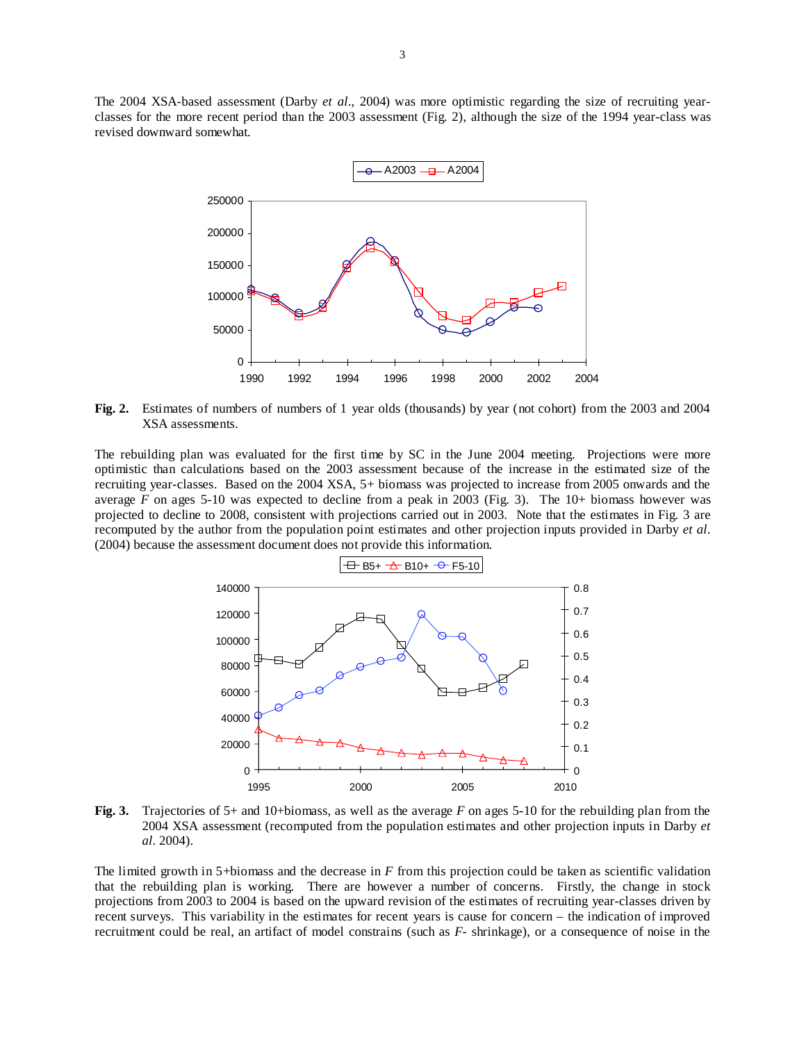The 2004 XSA-based assessment (Darby *et al*., 2004) was more optimistic regarding the size of recruiting year-classes for the more recent period than the 2003 assessment (Fig. 2), although the size of the 1994 year-class was revised downward somewhat.

**Fig. 2.** Estimates of numbers of numbers of 1 year olds (thousands) by year (not cohort) from the 2003 and 2004 XSA assessments.

The rebuilding plan was evaluated for the first time by SC in the June 2004 meeting. Projections were more optimistic than calculations based on the 2003 assessment because of the increase in the estimated size of the recruiting year-classes. Based on the 2004 XSA, 5+ biomass was projected to increase from 2005 onwards and the average *F* on ages 5-10 was expected to decline from a peak in 2003 (Fig. 3). The 10+ biomass however was projected to decline to 2008, consistent with projections carried out in 2003. Note that the estimates in Fig. 3 are recomputed by the author from the population point estimates and other projection inputs provided in Darby *et al*. (2004) because the assessment document does not provide this information.

**Fig. 3.** Trajectories of 5+ and 10+biomass, as well as the average *F* on ages 5-10 for the rebuilding plan from the 2004 XSA assessment (recomputed from the population estimates and other projection inputs in Darby *et al*. 2004).

The limited growth in 5+biomass and the decrease in *F* from this projection could be taken as scientific validation that the rebuilding plan is working. There are however a number of concerns. Firstly, the change in stock projections from 2003 to 2004 is based on the upward revision of the estimates of recruiting year-classes driven by recent surveys. This variability in the estimates for recent years is cause for concern – the indication of improved recruitment could be real, an artifact of model constrains (such as *F*- shrinkage), or a consequence of noise in the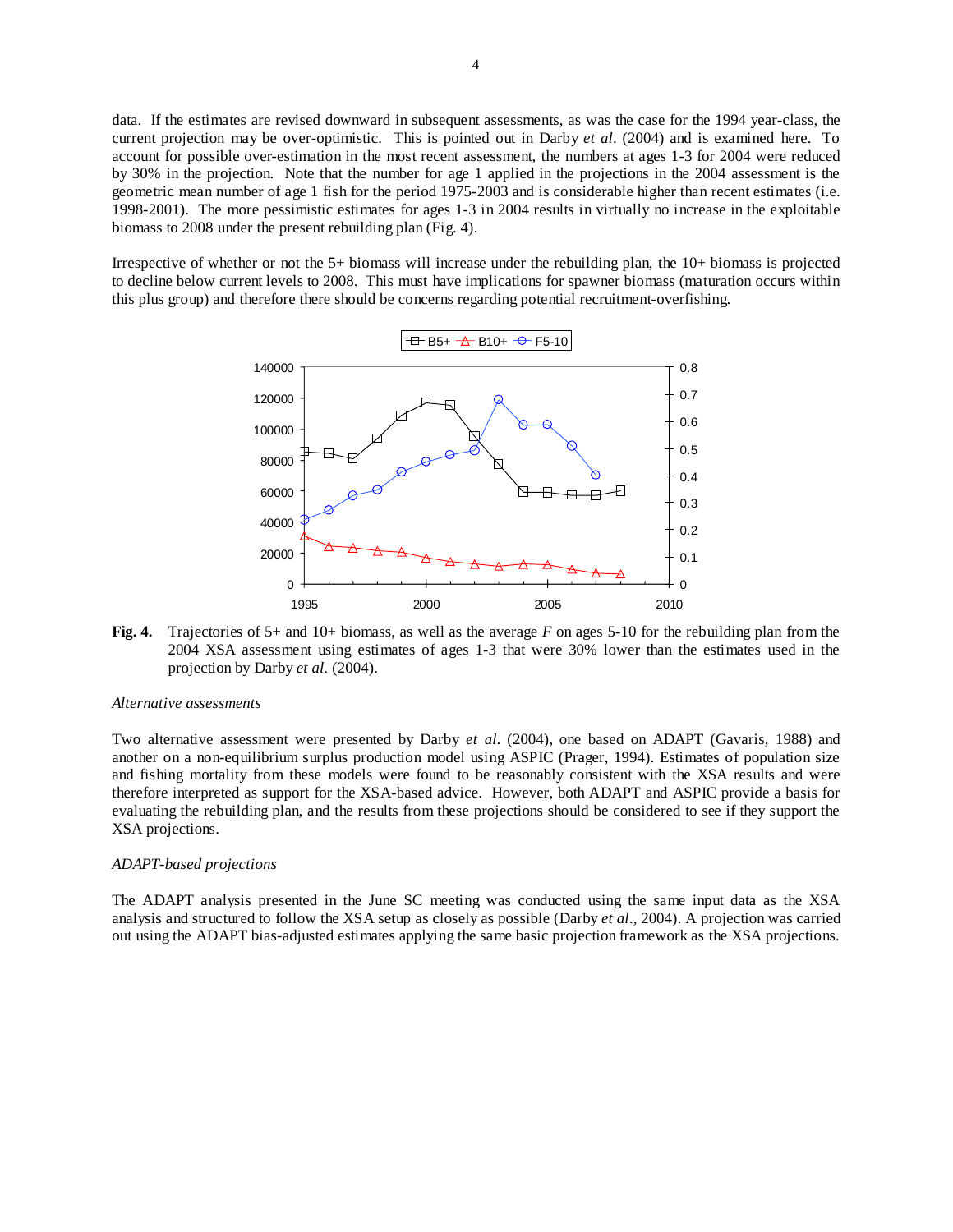data. If the estimates are revised downward in subsequent assessments, as was the case for the 1994 year-class, the current projection may be over-optimistic. This is pointed out in Darby *et al*. (2004) and is examined here. To account for possible over-estimation in the most recent assessment, the numbers at ages 1-3 for 2004 were reduced by 30% in the projection. Note that the number for age 1 applied in the projections in the 2004 assessment is the geometric mean number of age 1 fish for the period 1975-2003 and is considerable higher than recent estimates (i.e. 1998-2001). The more pessimistic estimates for ages 1-3 in 2004 results in virtually no increase in the exploitable biomass to 2008 under the present rebuilding plan (Fig. 4).

Irrespective of whether or not the 5+ biomass will increase under the rebuilding plan, the 10+ biomass is projected to decline below current levels to 2008. This must have implications for spawner biomass (maturation occurs within this plus group) and therefore there should be concerns regarding potential recruitment-overfishing.

**Fig. 4.** Trajectories of 5+ and 10+ biomass, as well as the average *F* on ages 5-10 for the rebuilding plan from the 2004 XSA assessment using estimates of ages 1-3 that were 30% lower than the estimates used in the projection by Darby *et al*. (2004).

*Alternative assessments*

Two alternative assessment were presented by Darby *et al*. (2004), one based on ADAPT (Gavaris, 1988) and another on a non-equilibrium surplus production model using ASPIC (Prager, 1994). Estimates of population size and fishing mortality from these models were found to be reasonably consistent with the XSA results and were therefore interpreted as support for the XSA-based advice. However, both ADAPT and ASPIC provide a basis for evaluating the rebuilding plan, and the results from these projections should be considered to see if they support the XSA projections.

*ADAPT-based projections*

The ADAPT analysis presented in the June SC meeting was conducted using the same input data as the XSA analysis and structured to follow the XSA setup as closely as possible (Darby *et al*., 2004). A projection was carried out using the ADAPT bias-adjusted estimates applying the same basic projection framework as the XSA projections.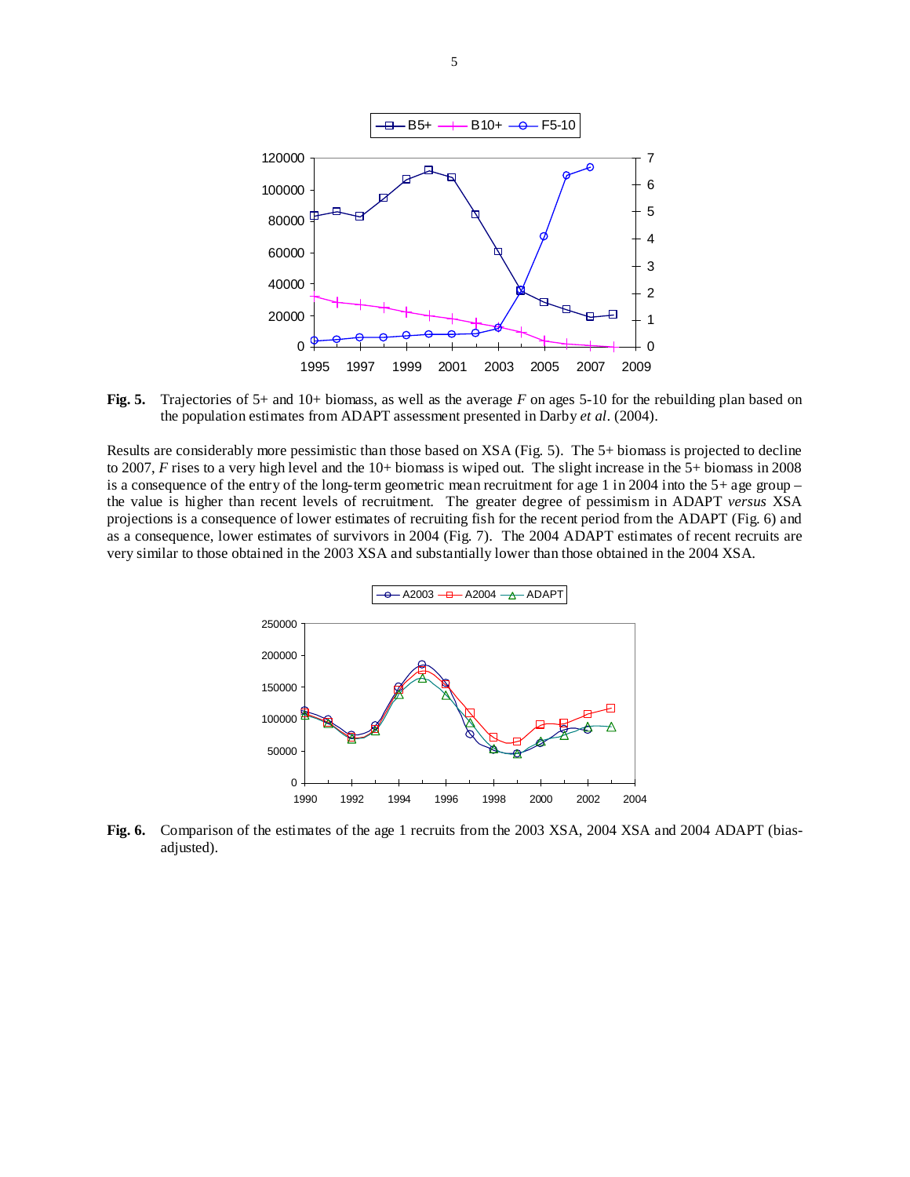**Fig. 5.** Trajectories of 5+ and 10+ biomass, as well as the average *F* on ages 5-10 for the rebuilding plan based on the population estimates from ADAPT assessment presented in Darby *et al*. (2004).

Results are considerably more pessimistic than those based on XSA (Fig. 5). The 5+ biomass is projected to decline to 2007, *F* rises to a very high level and the 10+ biomass is wiped out. The slight increase in the 5+ biomass in 2008 is a consequence of the entry of the long-term geometric mean recruitment for age 1 in 2004 into the 5+ age group – the value is higher than recent levels of recruitment. The greater degree of pessimism in ADAPT *versus* XSA projections is a consequence of lower estimates of recruiting fish for the recent period from the ADAPT (Fig. 6) and as a consequence, lower estimates of survivors in 2004 (Fig. 7). The 2004 ADAPT estimates of recent recruits are very similar to those obtained in the 2003 XSA and substantially lower than those obtained in the 2004 XSA.

**Fig. 6.** Comparison of the estimates of the age 1 recruits from the 2003 XSA, 2004 XSA and 2004 ADAPT (bias-adjusted).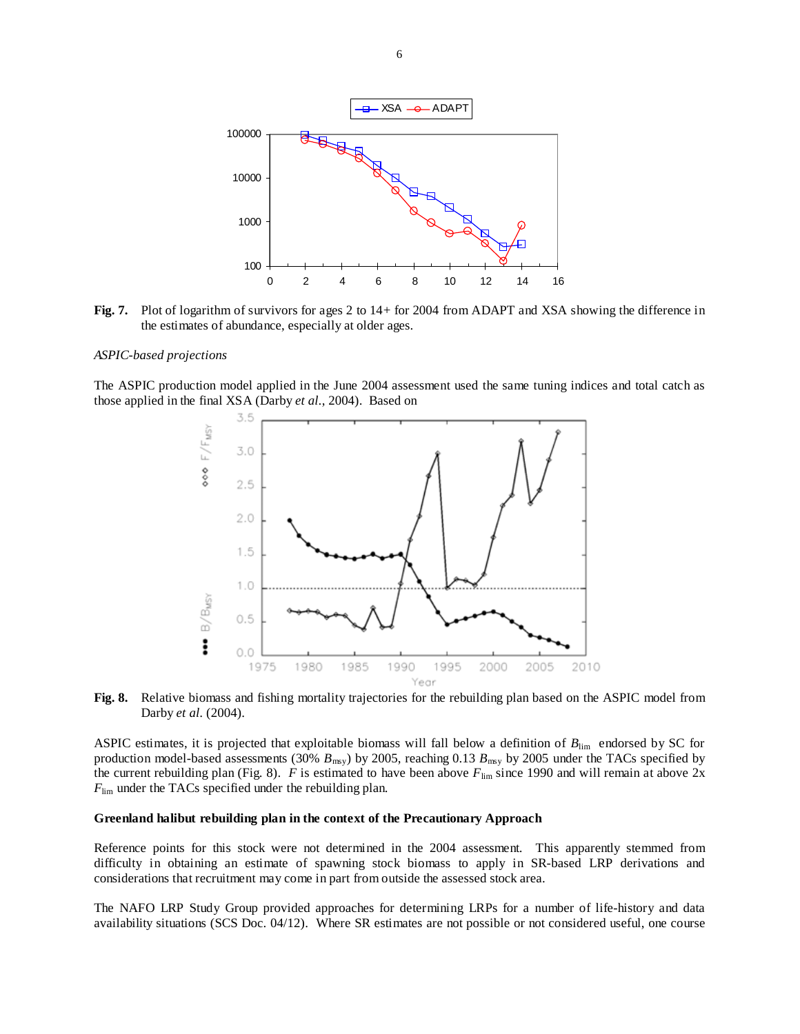**Fig. 7.** Plot of logarithm of survivors for ages 2 to 14+ for 2004 from ADAPT and XSA showing the difference in the estimates of abundance, especially at older ages.

*ASPIC-based projections*

The ASPIC production model applied in the June 2004 assessment used the same tuning indices and total catch as those applied in the final XSA (Darby *et al.*, 2004). Based on ASPIC estimates, it is projected that exploitable biomass will fall below a definition of $B_{\text{lim}}$ endorsed by SC for production model-based assessments (30% $B_{\text{msy}}$) by 2005, reaching 0.13 $B_{\text{msy}}$ by 2005 under the TACs specified by the current rebuilding plan (Fig. 8). $F$ is estimated to have been above $F_{\text{lim}}$ since 1990 and will remain at above 2x $F_{\text{lim}}$ under the TACs specified under the rebuilding plan.

**Fig. 8.** Relative biomass and fishing mortality trajectories for the rebuilding plan based on the ASPIC model from Darby *et al.* (2004).

**Greenland halibut rebuilding plan in the context of the Precautionary Approach**

Reference points for this stock were not determined in the 2004 assessment. This apparently stemmed from difficulty in obtaining an estimate of spawning stock biomass to apply in SR-based LRP derivations and considerations that recruitment may come in part from outside the assessed stock area.

The NAFO LRP Study Group provided approaches for determining LRPs for a number of life-history and data availability situations (SCS Doc. 04/12). Where SR estimates are not possible or not considered useful, one course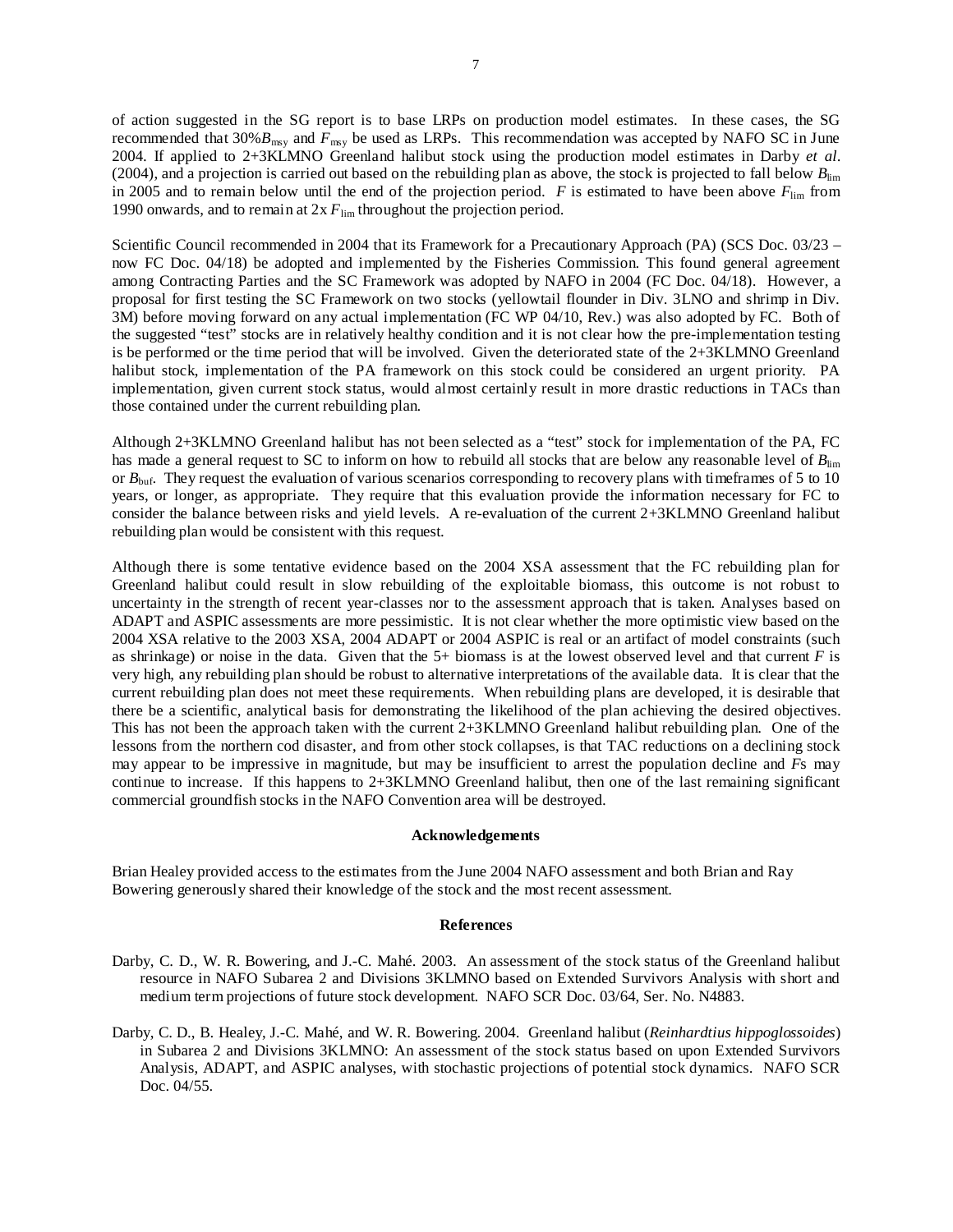of action suggested in the SG report is to base LRPs on production model estimates. In these cases, the SG recommended that 30%$B_{msy}$ and $F_{msy}$ be used as LRPs. This recommendation was accepted by NAFO SC in June 2004. If applied to 2+3KLMNO Greenland halibut stock using the production model estimates in Darby *et al*. (2004), and a projection is carried out based on the rebuilding plan as above, the stock is projected to fall below $B_{lim}$ in 2005 and to remain below until the end of the projection period. $F$ is estimated to have been above $F_{lim}$ from 1990 onwards, and to remain at 2x $F_{lim}$ throughout the projection period.

Scientific Council recommended in 2004 that its Framework for a Precautionary Approach (PA) (SCS Doc. 03/23 – now FC Doc. 04/18) be adopted and implemented by the Fisheries Commission. This found general agreement among Contracting Parties and the SC Framework was adopted by NAFO in 2004 (FC Doc. 04/18). However, a proposal for first testing the SC Framework on two stocks (yellowtail flounder in Div. 3LNO and shrimp in Div. 3M) before moving forward on any actual implementation (FC WP 04/10, Rev.) was also adopted by FC. Both of the suggested "test" stocks are in relatively healthy condition and it is not clear how the pre-implementation testing is be performed or the time period that will be involved. Given the deteriorated state of the 2+3KLMNO Greenland halibut stock, implementation of the PA framework on this stock could be considered an urgent priority. PA implementation, given current stock status, would almost certainly result in more drastic reductions in TACs than those contained under the current rebuilding plan.

Although 2+3KLMNO Greenland halibut has not been selected as a "test" stock for implementation of the PA, FC has made a general request to SC to inform on how to rebuild all stocks that are below any reasonable level of $B_{lim}$ or $B_{buf}$. They request the evaluation of various scenarios corresponding to recovery plans with timeframes of 5 to 10 years, or longer, as appropriate. They require that this evaluation provide the information necessary for FC to consider the balance between risks and yield levels. A re-evaluation of the current 2+3KLMNO Greenland halibut rebuilding plan would be consistent with this request.

Although there is some tentative evidence based on the 2004 XSA assessment that the FC rebuilding plan for Greenland halibut could result in slow rebuilding of the exploitable biomass, this outcome is not robust to uncertainty in the strength of recent year-classes nor to the assessment approach that is taken. Analyses based on ADAPT and ASPIC assessments are more pessimistic. It is not clear whether the more optimistic view based on the 2004 XSA relative to the 2003 XSA, 2004 ADAPT or 2004 ASPIC is real or an artifact of model constraints (such as shrinkage) or noise in the data. Given that the 5+ biomass is at the lowest observed level and that current $F$ is very high, any rebuilding plan should be robust to alternative interpretations of the available data. It is clear that the current rebuilding plan does not meet these requirements. When rebuilding plans are developed, it is desirable that there be a scientific, analytical basis for demonstrating the likelihood of the plan achieving the desired objectives. This has not been the approach taken with the current 2+3KLMNO Greenland halibut rebuilding plan. One of the lessons from the northern cod disaster, and from other stock collapses, is that TAC reductions on a declining stock may appear to be impressive in magnitude, but may be insufficient to arrest the population decline and $F$s may continue to increase. If this happens to 2+3KLMNO Greenland halibut, then one of the last remaining significant commercial groundfish stocks in the NAFO Convention area will be destroyed.

## Acknowledgements

Brian Healey provided access to the estimates from the June 2004 NAFO assessment and both Brian and Ray Bowering generously shared their knowledge of the stock and the most recent assessment.

## References

Darby, C. D., W. R. Bowering, and J.-C. Mahé. 2003. An assessment of the stock status of the Greenland halibut resource in NAFO Subarea 2 and Divisions 3KLMNO based on Extended Survivors Analysis with short and medium term projections of future stock development. NAFO SCR Doc. 03/64, Ser. No. N4883.

Darby, C. D., B. Healey, J.-C. Mahé, and W. R. Bowering. 2004. Greenland halibut (*Reinhardtius hippoglossoides*) in Subarea 2 and Divisions 3KLMNO: An assessment of the stock status based on upon Extended Survivors Analysis, ADAPT, and ASPIC analyses, with stochastic projections of potential stock dynamics. NAFO SCR Doc. 04/55.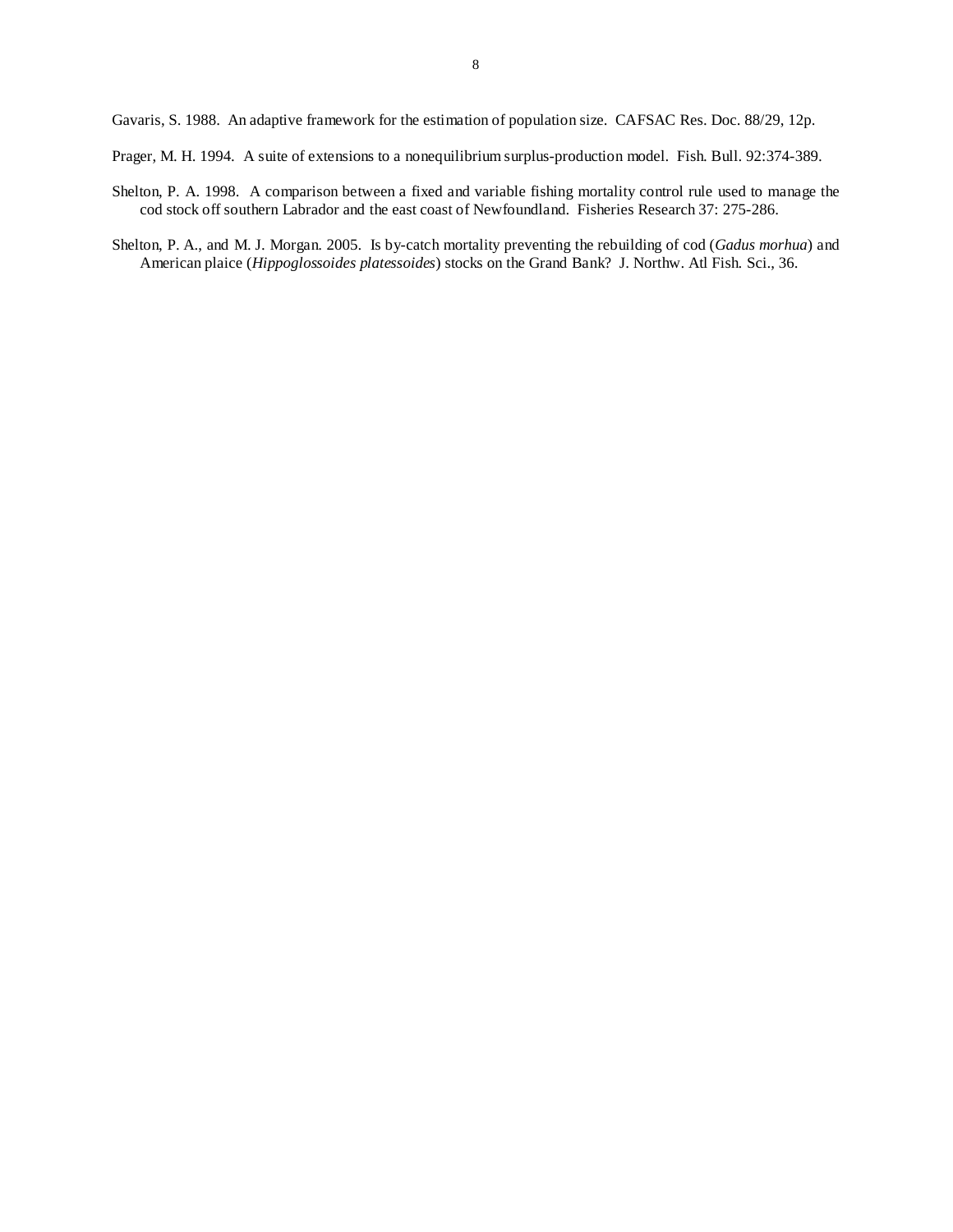Gavaris, S. 1988. An adaptive framework for the estimation of population size. CAFSAC Res. Doc. 88/29, 12p.

Prager, M. H. 1994. A suite of extensions to a nonequilibrium surplus-production model. Fish. Bull. 92:374-389.

Shelton, P. A. 1998. A comparison between a fixed and variable fishing mortality control rule used to manage the cod stock off southern Labrador and the east coast of Newfoundland. Fisheries Research 37: 275-286.

Shelton, P. A., and M. J. Morgan. 2005. Is by-catch mortality preventing the rebuilding of cod (*Gadus morhua*) and American plaice (*Hippoglossoides platessoides*) stocks on the Grand Bank? J. Northw. Atl Fish. Sci., 36.